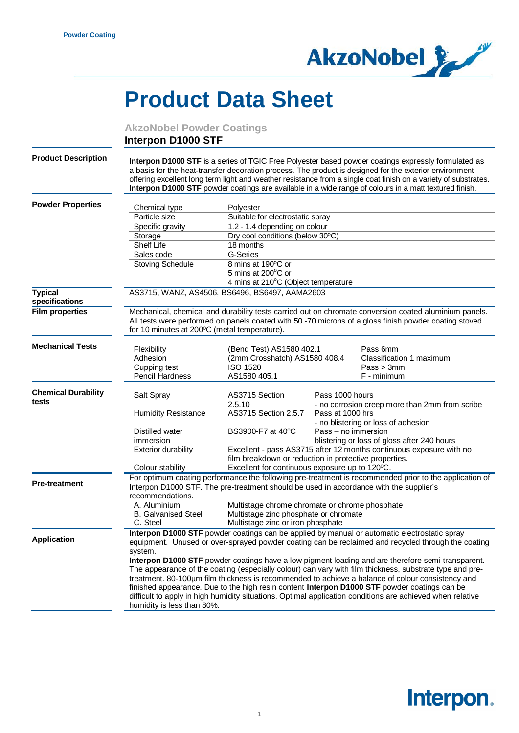Powder Coating

# Product Data Sheet

## AkzoNobel Powder Coatings

### Interpon D1000 STF

**Product Description**

**Interpon D1000 STF** is a series of TGIC Free Polyester based powder coatings expressly formulated as a basis for the heat-transfer decoration process. The product is designed for the exterior environment offering excellent long term light and weather resistance from a single coat finish on a variety of substrates. **Interpon D1000 STF** powder coatings are available in a wide range of colours in a matt textured finish.

**Powder Properties**

| Property | Value |
|---|---|
| Chemical type | Polyester |
| Particle size | Suitable for electrostatic spray |
| Specific gravity | 1.2 - 1.4 depending on colour |
| Storage | Dry cool conditions (below 30ºC) |
| Shelf Life | 18 months |
| Sales code | G-Series |
| Stoving Schedule | 8 mins at 190ºC or<br>5 mins at 200°C or<br>4 mins at 210°C (Object temperature |

**Typical specifications**

AS3715, WANZ, AS4506, BS6496, BS6497, AAMA2603

**Film properties**

Mechanical, chemical and durability tests carried out on chromate conversion coated aluminium panels. All tests were performed on panels coated with 50 -70 microns of a gloss finish powder coating stoved for 10 minutes at 200ºC (metal temperature).

**Mechanical Tests**

| Test | Method | Result |
|---|---|---|
| Flexibility | (Bend Test) AS1580 402.1 | Pass 6mm |
| Adhesion | (2mm Crosshatch) AS1580 408.4 | Classification 1 maximum |
| Cupping test | ISO 1520 | Pass > 3mm |
| Pencil Hardness | AS1580 405.1 | F - minimum |

**Chemical Durability tests**

| Test | Method | Result |
|---|---|---|
| Salt Spray | AS3715 Section 2.5.10 | Pass 1000 hours<br>- no corrosion creep more than 2mm from scribe |
| Humidity Resistance | AS3715 Section 2.5.7 | Pass at 1000 hrs<br>- no blistering or loss of adhesion |
| Distilled water immersion | BS3900-F7 at 40ºC | Pass – no immersion blistering or loss of gloss after 240 hours |
| Exterior durability | Excellent - pass AS3715 after 12 months continuous exposure with no film breakdown or reduction in protective properties. | |
| Colour stability | Excellent for continuous exposure up to 120ºC. | |

**Pre-treatment**

For optimum coating performance the following pre-treatment is recommended prior to the application of Interpon D1000 STF. The pre-treatment should be used in accordance with the supplier's recommendations.

| Substrate | Pre-treatment |
|---|---|
| A. Aluminium | Multistage chrome chromate or chrome phosphate |
| B. Galvanised Steel | Multistage zinc phosphate or chromate |
| C. Steel | Multistage zinc or iron phosphate |

**Application**

**Interpon D1000 STF** powder coatings can be applied by manual or automatic electrostatic spray equipment. Unused or over-sprayed powder coating can be reclaimed and recycled through the coating system.

**Interpon D1000 STF** powder coatings have a low pigment loading and are therefore semi-transparent. The appearance of the coating (especially colour) can vary with film thickness, substrate type and pre-treatment. 80-100µm film thickness is recommended to achieve a balance of colour consistency and finished appearance. Due to the high resin content **Interpon D1000 STF** powder coatings can be difficult to apply in high humidity situations. Optimal application conditions are achieved when relative humidity is less than 80%.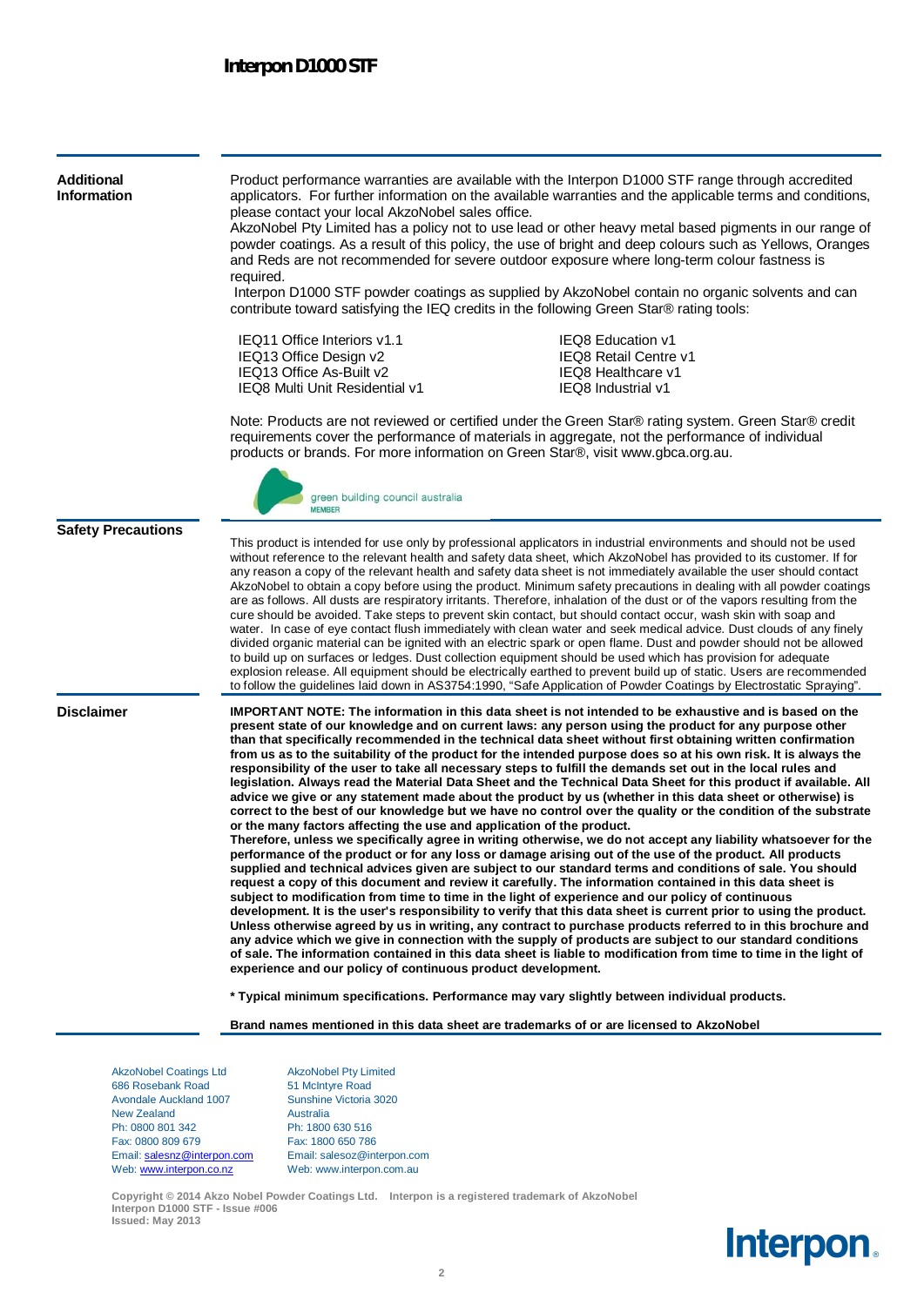# Interpon D1000 STF

## Additional Information

Product performance warranties are available with the Interpon D1000 STF range through accredited applicators. For further information on the available warranties and the applicable terms and conditions, please contact your local AkzoNobel sales office.

AkzoNobel Pty Limited has a policy not to use lead or other heavy metal based pigments in our range of powder coatings. As a result of this policy, the use of bright and deep colours such as Yellows, Oranges and Reds are not recommended for severe outdoor exposure where long-term colour fastness is required.

Interpon D1000 STF powder coatings as supplied by AkzoNobel contain no organic solvents and can contribute toward satisfying the IEQ credits in the following Green Star® rating tools:

- IEQ11 Office Interiors v1.1
- IEQ13 Office Design v2
- IEQ13 Office As-Built v2
- IEQ8 Multi Unit Residential v1
- IEQ8 Education v1
- IEQ8 Retail Centre v1
- IEQ8 Healthcare v1
- IEQ8 Industrial v1

Note: Products are not reviewed or certified under the Green Star® rating system. Green Star® credit requirements cover the performance of materials in aggregate, not the performance of individual products or brands. For more information on Green Star®, visit www.gbca.org.au.

green building council australia
MEMBER

## Safety Precautions

This product is intended for use only by professional applicators in industrial environments and should not be used without reference to the relevant health and safety data sheet, which AkzoNobel has provided to its customer. If for any reason a copy of the relevant health and safety data sheet is not immediately available the user should contact AkzoNobel to obtain a copy before using the product. Minimum safety precautions in dealing with all powder coatings are as follows. All dusts are respiratory irritants. Therefore, inhalation of the dust or of the vapors resulting from the cure should be avoided. Take steps to prevent skin contact, but should contact occur, wash skin with soap and water. In case of eye contact flush immediately with clean water and seek medical advice. Dust clouds of any finely divided organic material can be ignited with an electric spark or open flame. Dust and powder should not be allowed to build up on surfaces or ledges. Dust collection equipment should be used which has provision for adequate explosion release. All equipment should be electrically earthed to prevent build up of static. Users are recommended to follow the guidelines laid down in AS3754:1990, "Safe Application of Powder Coatings by Electrostatic Spraying".

## Disclaimer

**IMPORTANT NOTE: The information in this data sheet is not intended to be exhaustive and is based on the present state of our knowledge and on current laws: any person using the product for any purpose other than that specifically recommended in the technical data sheet without first obtaining written confirmation from us as to the suitability of the product for the intended purpose does so at his own risk. It is always the responsibility of the user to take all necessary steps to fulfill the demands set out in the local rules and legislation. Always read the Material Data Sheet and the Technical Data Sheet for this product if available. All advice we give or any statement made about the product by us (whether in this data sheet or otherwise) is correct to the best of our knowledge but we have no control over the quality or the condition of the substrate or the many factors affecting the use and application of the product.**

**Therefore, unless we specifically agree in writing otherwise, we do not accept any liability whatsoever for the performance of the product or for any loss or damage arising out of the use of the product. All products supplied and technical advices given are subject to our standard terms and conditions of sale. You should request a copy of this document and review it carefully. The information contained in this data sheet is subject to modification from time to time in the light of experience and our policy of continuous development. It is the user's responsibility to verify that this data sheet is current prior to using the product. Unless otherwise agreed by us in writing, any contract to purchase products referred to in this brochure and any advice which we give in connection with the supply of products are subject to our standard conditions of sale. The information contained in this data sheet is liable to modification from time to time in the light of experience and our policy of continuous product development.**

**\* Typical minimum specifications. Performance may vary slightly between individual products.**

**Brand names mentioned in this data sheet are trademarks of or are licensed to AkzoNobel**

AkzoNobel Coatings Ltd
686 Rosebank Road
Avondale Auckland 1007
New Zealand
Ph: 0800 801 342
Fax: 0800 809 679
Email: salesnz@interpon.com
Web: www.interpon.co.nz

AkzoNobel Pty Limited
51 McIntyre Road
Sunshine Victoria 3020
Australia
Ph: 1800 630 516
Fax: 1800 650 786
Email: salesoz@interpon.com
Web: www.interpon.com.au

**Copyright © 2014 Akzo Nobel Powder Coatings Ltd. Interpon is a registered trademark of AkzoNobel**
**Interpon D1000 STF - Issue #006**
**Issued: May 2013**

Interpon.